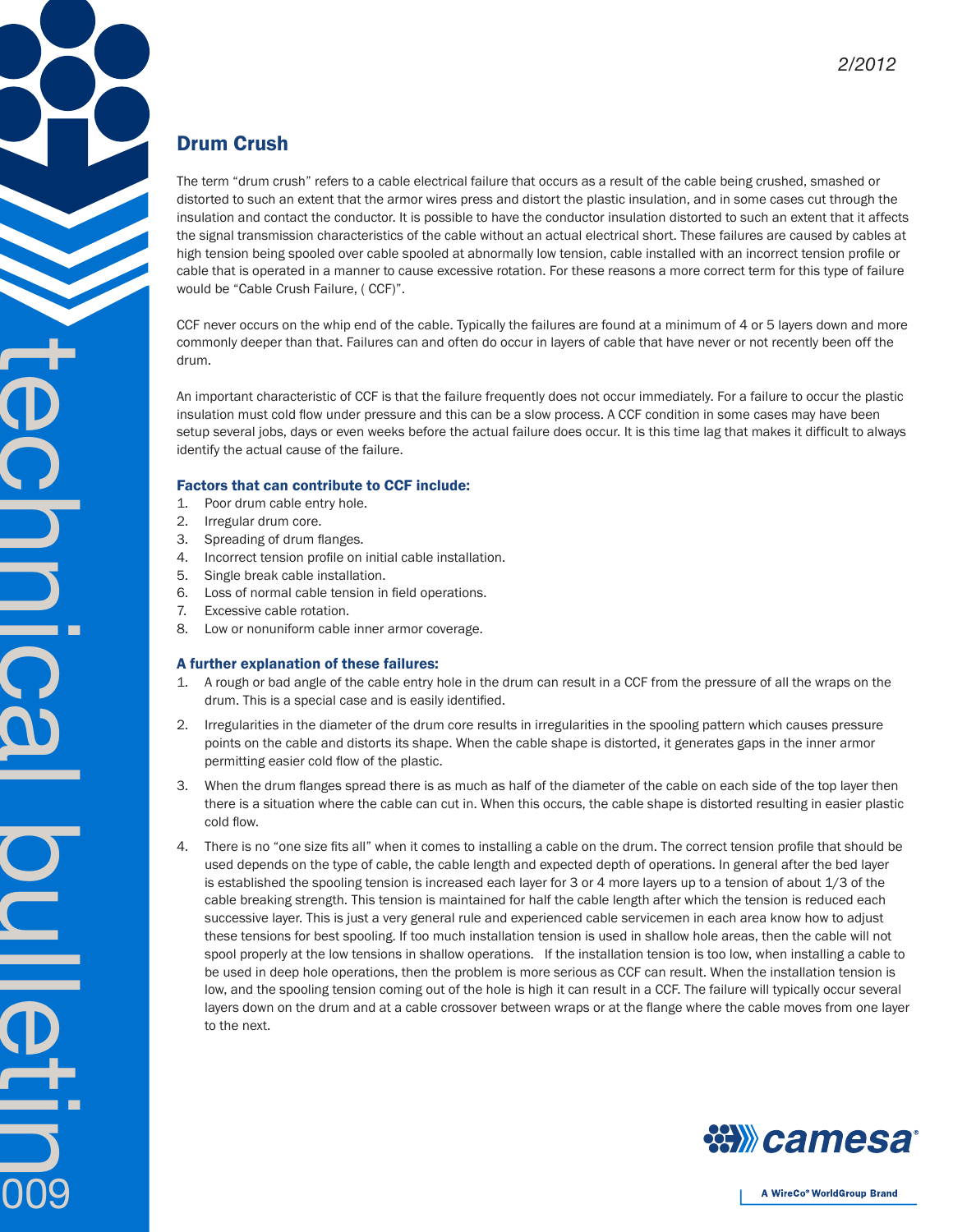2/2012

## Drum Crush

The term "drum crush" refers to a cable electrical failure that occurs as a result of the cable being crushed, smashed or distorted to such an extent that the armor wires press and distort the plastic insulation, and in some cases cut through the insulation and contact the conductor. It is possible to have the conductor insulation distorted to such an extent that it affects the signal transmission characteristics of the cable without an actual electrical short. These failures are caused by cables at high tension being spooled over cable spooled at abnormally low tension, cable installed with an incorrect tension profile or cable that is operated in a manner to cause excessive rotation. For these reasons a more correct term for this type of failure would be "Cable Crush Failure, ( CCF)".

CCF never occurs on the whip end of the cable. Typically the failures are found at a minimum of 4 or 5 layers down and more commonly deeper than that. Failures can and often do occur in layers of cable that have never or not recently been off the drum.

An important characteristic of CCF is that the failure frequently does not occur immediately. For a failure to occur the plastic insulation must cold flow under pressure and this can be a slow process. A CCF condition in some cases may have been setup several jobs, days or even weeks before the actual failure does occur. It is this time lag that makes it difficult to always identify the actual cause of the failure.

### Factors that can contribute to CCF include:

1. Poor drum cable entry hole.
2. Irregular drum core.
3. Spreading of drum flanges.
4. Incorrect tension profile on initial cable installation.
5. Single break cable installation.
6. Loss of normal cable tension in field operations.
7. Excessive cable rotation.
8. Low or nonuniform cable inner armor coverage.

### A further explanation of these failures:

1. A rough or bad angle of the cable entry hole in the drum can result in a CCF from the pressure of all the wraps on the drum. This is a special case and is easily identified.
2. Irregularities in the diameter of the drum core results in irregularities in the spooling pattern which causes pressure points on the cable and distorts its shape. When the cable shape is distorted, it generates gaps in the inner armor permitting easier cold flow of the plastic.
3. When the drum flanges spread there is as much as half of the diameter of the cable on each side of the top layer then there is a situation where the cable can cut in. When this occurs, the cable shape is distorted resulting in easier plastic cold flow.
4. There is no "one size fits all" when it comes to installing a cable on the drum. The correct tension profile that should be used depends on the type of cable, the cable length and expected depth of operations. In general after the bed layer is established the spooling tension is increased each layer for 3 or 4 more layers up to a tension of about 1/3 of the cable breaking strength. This tension is maintained for half the cable length after which the tension is reduced each successive layer. This is just a very general rule and experienced cable servicemen in each area know how to adjust these tensions for best spooling. If too much installation tension is used in shallow hole areas, then the cable will not spool properly at the low tensions in shallow operations. If the installation tension is too low, when installing a cable to be used in deep hole operations, then the problem is more serious as CCF can result. When the installation tension is low, and the spooling tension coming out of the hole is high it can result in a CCF. The failure will typically occur several layers down on the drum and at a cable crossover between wraps or at the flange where the cable moves from one layer to the next.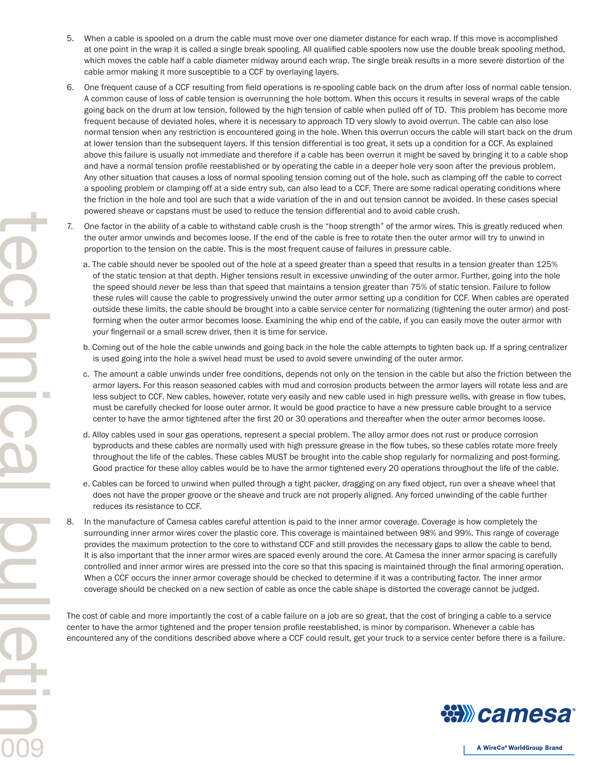5. When a cable is spooled on a drum the cable must move over one diameter distance for each wrap. If this move is accomplished at one point in the wrap it is called a single break spooling. All qualified cable spoolers now use the double break spooling method, which moves the cable half a cable diameter midway around each wrap. The single break results in a more severe distortion of the cable armor making it more susceptible to a CCF by overlaying layers.

6. One frequent cause of a CCF resulting from field operations is re-spooling cable back on the drum after loss of normal cable tension. A common cause of loss of cable tension is overrunning the hole bottom. When this occurs it results in several wraps of the cable going back on the drum at low tension, followed by the high tension of cable when pulled off of TD. This problem has become more frequent because of deviated holes, where it is necessary to approach TD very slowly to avoid overrun. The cable can also lose normal tension when any restriction is encountered going in the hole. When this overrun occurs the cable will start back on the drum at lower tension than the subsequent layers. If this tension differential is too great, it sets up a condition for a CCF. As explained above this failure is usually not immediate and therefore if a cable has been overrun it might be saved by bringing it to a cable shop and have a normal tension profile reestablished or by operating the cable in a deeper hole very soon after the previous problem. Any other situation that causes a loss of normal spooling tension coming out of the hole, such as clamping off the cable to correct a spooling problem or clamping off at a side entry sub, can also lead to a CCF. There are some radical operating conditions where the friction in the hole and tool are such that a wide variation of the in and out tension cannot be avoided. In these cases special powered sheave or capstans must be used to reduce the tension differential and to avoid cable crush.

7. One factor in the ability of a cable to withstand cable crush is the "hoop strength" of the armor wires. This is greatly reduced when the outer armor unwinds and becomes loose. If the end of the cable is free to rotate then the outer armor will try to unwind in proportion to the tension on the cable. This is the most frequent cause of failures in pressure cable.

   a. The cable should never be spooled out of the hole at a speed greater than a speed that results in a tension greater than 125% of the static tension at that depth. Higher tensions result in excessive unwinding of the outer armor. Further, going into the hole the speed should never be less than that speed that maintains a tension greater than 75% of static tension. Failure to follow these rules will cause the cable to progressively unwind the outer armor setting up a condition for CCF. When cables are operated outside these limits, the cable should be brought into a cable service center for normalizing (tightening the outer armor) and post-forming when the outer armor becomes loose. Examining the whip end of the cable, if you can easily move the outer armor with your fingernail or a small screw driver, then it is time for service.

   b. Coming out of the hole the cable unwinds and going back in the hole the cable attempts to tighten back up. If a spring centralizer is used going into the hole a swivel head must be used to avoid severe unwinding of the outer armor.

   c. The amount a cable unwinds under free conditions, depends not only on the tension in the cable but also the friction between the armor layers. For this reason seasoned cables with mud and corrosion products between the armor layers will rotate less and are less subject to CCF. New cables, however, rotate very easily and new cable used in high pressure wells, with grease in flow tubes, must be carefully checked for loose outer armor. It would be good practice to have a new pressure cable brought to a service center to have the armor tightened after the first 20 or 30 operations and thereafter when the outer armor becomes loose.

   d. Alloy cables used in sour gas operations, represent a special problem. The alloy armor does not rust or produce corrosion byproducts and these cables are normally used with high pressure grease in the flow tubes, so these cables rotate more freely throughout the life of the cables. These cables MUST be brought into the cable shop regularly for normalizing and post-forming. Good practice for these alloy cables would be to have the armor tightened every 20 operations throughout the life of the cable.

   e. Cables can be forced to unwind when pulled through a tight packer, dragging on any fixed object, run over a sheave wheel that does not have the proper groove or the sheave and truck are not properly aligned. Any forced unwinding of the cable further reduces its resistance to CCF.

8. In the manufacture of Camesa cables careful attention is paid to the inner armor coverage. Coverage is how completely the surrounding inner armor wires cover the plastic core. This coverage is maintained between 98% and 99%. This range of coverage provides the maximum protection to the core to withstand CCF and still provides the necessary gaps to allow the cable to bend. It is also important that the inner armor wires are spaced evenly around the core. At Camesa the inner armor spacing is carefully controlled and inner armor wires are pressed into the core so that this spacing is maintained through the final armoring operation. When a CCF occurs the inner armor coverage should be checked to determine if it was a contributing factor. The inner armor coverage should be checked on a new section of cable as once the cable shape is distorted the coverage cannot be judged.

The cost of cable and more importantly the cost of a cable failure on a job are so great, that the cost of bringing a cable to a service center to have the armor tightened and the proper tension profile reestablished, is minor by comparison. Whenever a cable has encountered any of the conditions described above where a CCF could result, get your truck to a service center before there is a failure.

camesa®

A WireCo® WorldGroup Brand